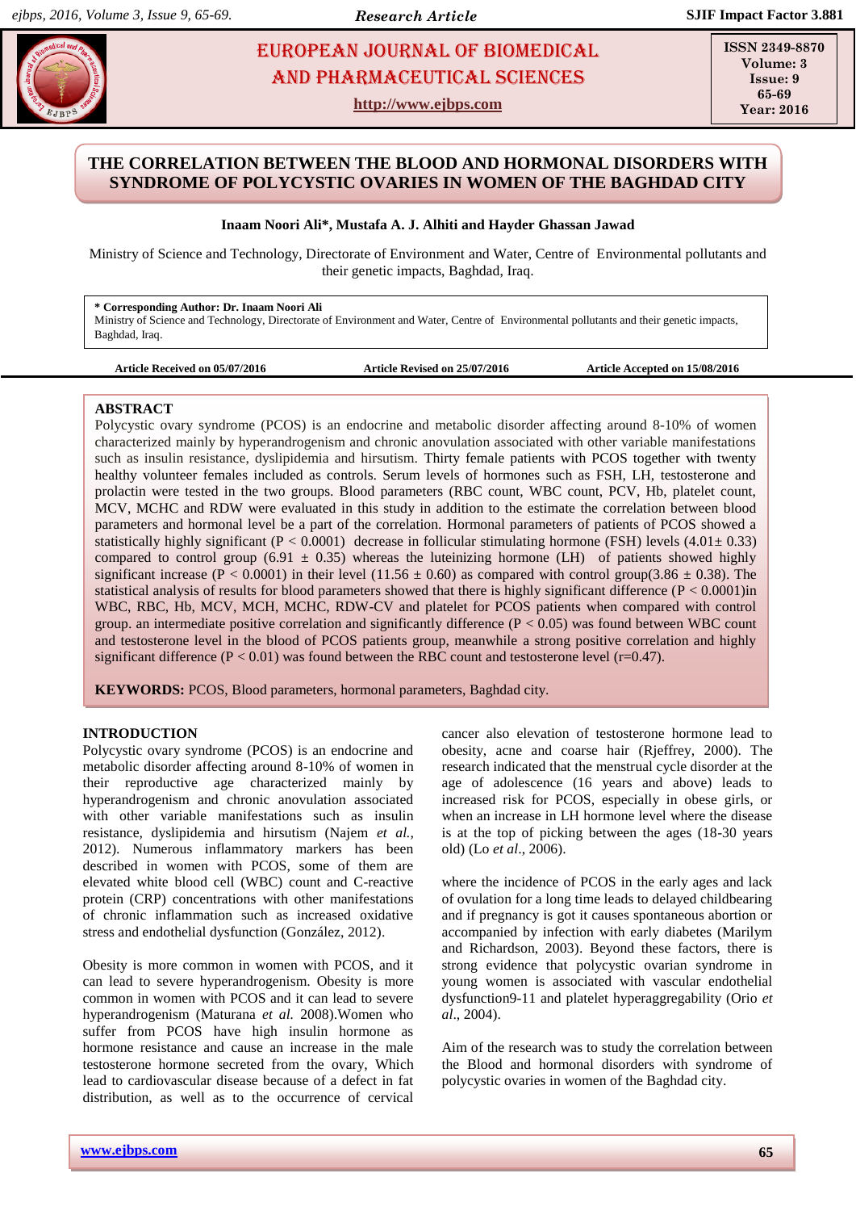# EUROPEAN JOURNAL OF BIOMEDICAL AND PHARMACEUTICAL SCIENCES

http://www.ejbps.com

ISSN 2349-8870
Volume: 3
Issue: 9
65-69
Year: 2016

## THE CORRELATION BETWEEN THE BLOOD AND HORMONAL DISORDERS WITH SYNDROME OF POLYCYSTIC OVARIES IN WOMEN OF THE BAGHDAD CITY

**Inaam Noori Ali*, Mustafa A. J. Alhiti and Hayder Ghassan Jawad**

Ministry of Science and Technology, Directorate of Environment and Water, Centre of Environmental pollutants and their genetic impacts, Baghdad, Iraq.

**\* Corresponding Author: Dr. Inaam Noori Ali**
Ministry of Science and Technology, Directorate of Environment and Water, Centre of Environmental pollutants and their genetic impacts, Baghdad, Iraq.

**Article Received on 05/07/2016** **Article Revised on 25/07/2016** **Article Accepted on 15/08/2016**

### ABSTRACT

Polycystic ovary syndrome (PCOS) is an endocrine and metabolic disorder affecting around 8-10% of women characterized mainly by hyperandrogenism and chronic anovulation associated with other variable manifestations such as insulin resistance, dyslipidemia and hirsutism. Thirty female patients with PCOS together with twenty healthy volunteer females included as controls. Serum levels of hormones such as FSH, LH, testosterone and prolactin were tested in the two groups. Blood parameters (RBC count, WBC count, PCV, Hb, platelet count, MCV, MCHC and RDW were evaluated in this study in addition to the estimate the correlation between blood parameters and hormonal level be a part of the correlation. Hormonal parameters of patients of PCOS showed a statistically highly significant ($P < 0.0001$) decrease in follicular stimulating hormone (FSH) levels ($4.01 \pm 0.33$) compared to control group ($6.91 \pm 0.35$) whereas the luteinizing hormone (LH) of patients showed highly significant increase ($P < 0.0001$) in their level ($11.56 \pm 0.60$) as compared with control group($3.86 \pm 0.38$). The statistical analysis of results for blood parameters showed that there is highly significant difference ($P < 0.0001$)in WBC, RBC, Hb, MCV, MCH, MCHC, RDW-CV and platelet for PCOS patients when compared with control group. an intermediate positive correlation and significantly difference ($P < 0.05$) was found between WBC count and testosterone level in the blood of PCOS patients group, meanwhile a strong positive correlation and highly significant difference ($P < 0.01$) was found between the RBC count and testosterone level ($r=0.47$).

**KEYWORDS:** PCOS, Blood parameters, hormonal parameters, Baghdad city.

### INTRODUCTION

Polycystic ovary syndrome (PCOS) is an endocrine and metabolic disorder affecting around 8-10% of women in their reproductive age characterized mainly by hyperandrogenism and chronic anovulation associated with other variable manifestations such as insulin resistance, dyslipidemia and hirsutism (Najem *et al.*, 2012). Numerous inflammatory markers has been described in women with PCOS, some of them are elevated white blood cell (WBC) count and C-reactive protein (CRP) concentrations with other manifestations of chronic inflammation such as increased oxidative stress and endothelial dysfunction (González, 2012).

Obesity is more common in women with PCOS, and it can lead to severe hyperandrogenism. Obesity is more common in women with PCOS and it can lead to severe hyperandrogenism (Maturana *et al.* 2008).Women who suffer from PCOS have high insulin hormone as hormone resistance and cause an increase in the male testosterone hormone secreted from the ovary, Which lead to cardiovascular disease because of a defect in fat distribution, as well as to the occurrence of cervical cancer also elevation of testosterone hormone lead to obesity, acne and coarse hair (Rjeffrey, 2000). The research indicated that the menstrual cycle disorder at the age of adolescence (16 years and above) leads to increased risk for PCOS, especially in obese girls, or when an increase in LH hormone level where the disease is at the top of picking between the ages (18-30 years old) (Lo *et al*., 2006).

where the incidence of PCOS in the early ages and lack of ovulation for a long time leads to delayed childbearing and if pregnancy is got it causes spontaneous abortion or accompanied by infection with early diabetes (Marilym and Richardson, 2003). Beyond these factors, there is strong evidence that polycystic ovarian syndrome in young women is associated with vascular endothelial dysfunction9-11 and platelet hyperaggregability (Orio *et al*., 2004).

Aim of the research was to study the correlation between the Blood and hormonal disorders with syndrome of polycystic ovaries in women of the Baghdad city.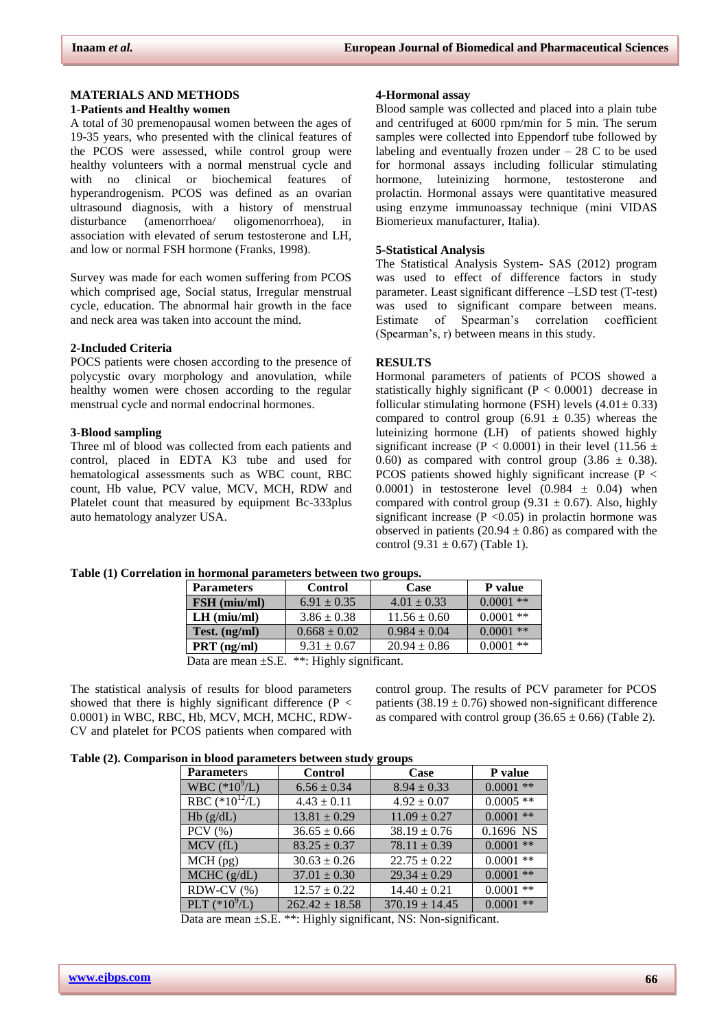## MATERIALS AND METHODS

### 1-Patients and Healthy women

A total of 30 premenopausal women between the ages of 19-35 years, who presented with the clinical features of the PCOS were assessed, while control group were healthy volunteers with a normal menstrual cycle and with no clinical or biochemical features of hyperandrogenism. PCOS was defined as an ovarian ultrasound diagnosis, with a history of menstrual disturbance (amenorrhoea/ oligomenorrhoea), in association with elevated of serum testosterone and LH, and low or normal FSH hormone (Franks, 1998).

Survey was made for each women suffering from PCOS which comprised age, Social status, Irregular menstrual cycle, education. The abnormal hair growth in the face and neck area was taken into account the mind.

### 2-Included Criteria

POCS patients were chosen according to the presence of polycystic ovary morphology and anovulation, while healthy women were chosen according to the regular menstrual cycle and normal endocrinal hormones.

### 3-Blood sampling

Three ml of blood was collected from each patients and control, placed in EDTA K3 tube and used for hematological assessments such as WBC count, RBC count, Hb value, PCV value, MCV, MCH, RDW and Platelet count that measured by equipment Bc-333plus auto hematology analyzer USA.

### 4-Hormonal assay

Blood sample was collected and placed into a plain tube and centrifuged at 6000 rpm/min for 5 min. The serum samples were collected into Eppendorf tube followed by labeling and eventually frozen under – 28 C to be used for hormonal assays including follicular stimulating hormone, luteinizing hormone, testosterone and prolactin. Hormonal assays were quantitative measured using enzyme immunoassay technique (mini VIDAS Biomerieux manufacturer, Italia).

### 5-Statistical Analysis

The Statistical Analysis System- SAS (2012) program was used to effect of difference factors in study parameter. Least significant difference –LSD test (T-test) was used to significant compare between means. Estimate of Spearman's correlation coefficient (Spearman's, r) between means in this study.

## RESULTS

Hormonal parameters of patients of PCOS showed a statistically highly significant ($P < 0.0001$) decrease in follicular stimulating hormone (FSH) levels ($4.01 \pm 0.33$) compared to control group ($6.91 \pm 0.35$) whereas the luteinizing hormone (LH) of patients showed highly significant increase ($P < 0.0001$) in their level ($11.56 \pm 0.60$) as compared with control group ($3.86 \pm 0.38$). PCOS patients showed highly significant increase ($P < 0.0001$) in testosterone level ($0.984 \pm 0.04$) when compared with control group ($9.31 \pm 0.67$). Also, highly significant increase ($P < 0.05$) in prolactin hormone was observed in patients ($20.94 \pm 0.86$) as compared with the control ($9.31 \pm 0.67$) (Table 1).

**Table (1) Correlation in hormonal parameters between two groups.**

| Parameters | Control | Case | P value |
|---|---|---|---|
| **FSH (miu/ml)** | 6.91 ± 0.35 | 4.01 ± 0.33 | 0.0001 ** |
| **LH (miu/ml)** | 3.86 ± 0.38 | 11.56 ± 0.60 | 0.0001 ** |
| **Test. (ng/ml)** | 0.668 ± 0.02 | 0.984 ± 0.04 | 0.0001 ** |
| **PRT (ng/ml)** | 9.31 ± 0.67 | 20.94 ± 0.86 | 0.0001 ** |

Data are mean ±S.E. **: Highly significant.

The statistical analysis of results for blood parameters showed that there is highly significant difference ($P < 0.0001$) in WBC, RBC, Hb, MCV, MCH, MCHC, RDW-CV and platelet for PCOS patients when compared with control group. The results of PCV parameter for PCOS patients ($38.19 \pm 0.76$) showed non-significant difference as compared with control group ($36.65 \pm 0.66$) (Table 2).

**Table (2). Comparison in blood parameters between study groups**

| Parameters | Control | Case | P value |
|---|---|---|---|
| WBC ($*10^9$/L) | 6.56 ± 0.34 | 8.94 ± 0.33 | 0.0001 ** |
| RBC ($*10^{12}$/L) | 4.43 ± 0.11 | 4.92 ± 0.07 | 0.0005 ** |
| Hb (g/dL) | 13.81 ± 0.29 | 11.09 ± 0.27 | 0.0001 ** |
| PCV (%) | 36.65 ± 0.66 | 38.19 ± 0.76 | 0.1696 NS |
| MCV (fL) | 83.25 ± 0.37 | 78.11 ± 0.39 | 0.0001 ** |
| MCH (pg) | 30.63 ± 0.26 | 22.75 ± 0.22 | 0.0001 ** |
| MCHC (g/dL) | 37.01 ± 0.30 | 29.34 ± 0.29 | 0.0001 ** |
| RDW-CV (%) | 12.57 ± 0.22 | 14.40 ± 0.21 | 0.0001 ** |
| PLT ($*10^9$/L) | 262.42 ± 18.58 | 370.19 ± 14.45 | 0.0001 ** |

Data are mean ±S.E. **: Highly significant, NS: Non-significant.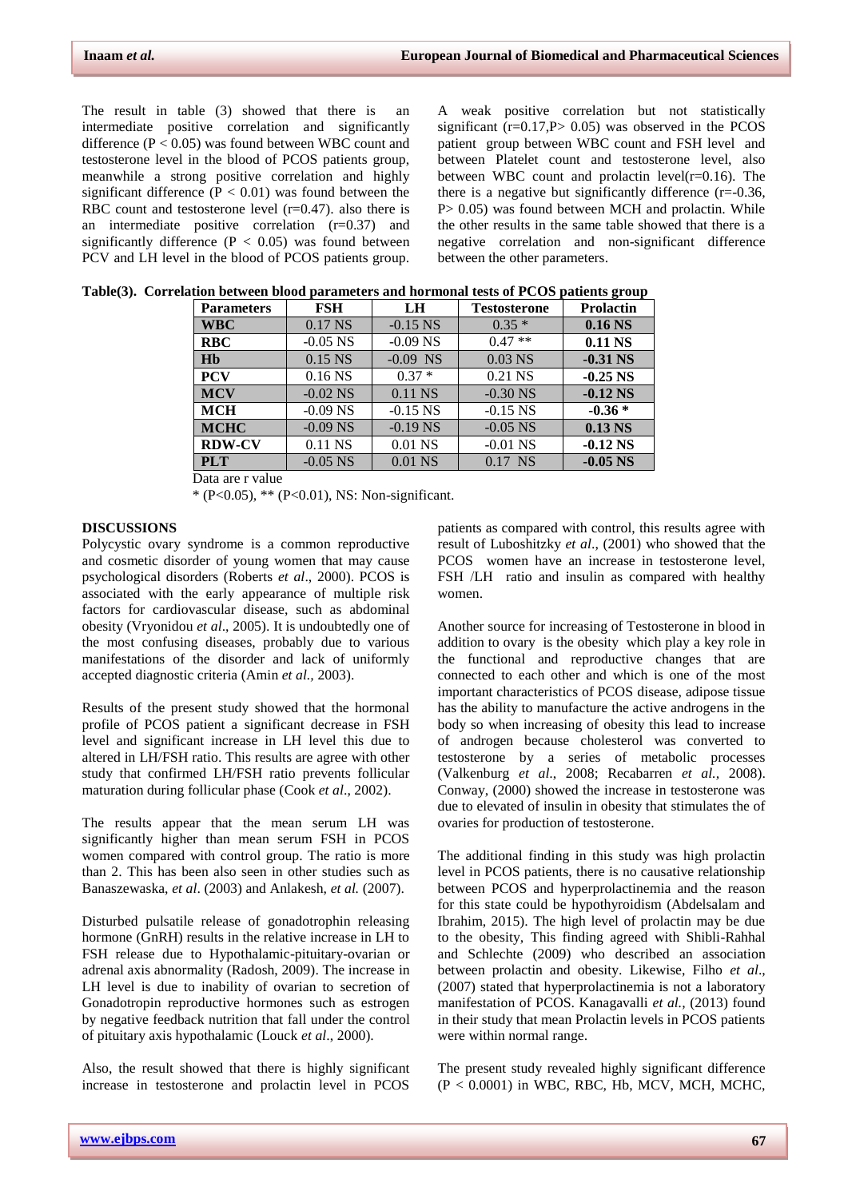The result in table (3) showed that there is an intermediate positive correlation and significantly difference ($P < 0.05$) was found between WBC count and testosterone level in the blood of PCOS patients group, meanwhile a strong positive correlation and highly significant difference ($P < 0.01$) was found between the RBC count and testosterone level (r=0.47). also there is an intermediate positive correlation (r=0.37) and significantly difference ($P < 0.05$) was found between PCV and LH level in the blood of PCOS patients group.

A weak positive correlation but not statistically significant (r=0.17,P> 0.05) was observed in the PCOS patient group between WBC count and FSH level and between Platelet count and testosterone level, also between WBC count and prolactin level(r=0.16). The there is a negative but significantly difference (r=-0.36, P> 0.05) was found between MCH and prolactin. While the other results in the same table showed that there is a negative correlation and non-significant difference between the other parameters.

**Table(3). Correlation between blood parameters and hormonal tests of PCOS patients group**

| Parameters | FSH | LH | Testosterone | Prolactin |
|---|---|---|---|---|
| **WBC** | 0.17 NS | -0.15 NS | 0.35 * | **0.16 NS** |
| **RBC** | -0.05 NS | -0.09 NS | 0.47 ** | **0.11 NS** |
| **Hb** | 0.15 NS | -0.09 NS | 0.03 NS | **-0.31 NS** |
| **PCV** | 0.16 NS | 0.37 * | 0.21 NS | **-0.25 NS** |
| **MCV** | -0.02 NS | 0.11 NS | -0.30 NS | **-0.12 NS** |
| **MCH** | -0.09 NS | -0.15 NS | -0.15 NS | **-0.36 *** |
| **MCHC** | -0.09 NS | -0.19 NS | -0.05 NS | **0.13 NS** |
| **RDW-CV** | 0.11 NS | 0.01 NS | -0.01 NS | **-0.12 NS** |
| **PLT** | -0.05 NS | 0.01 NS | 0.17 NS | **-0.05 NS** |

Data are r value

* (P<0.05), ** (P<0.01), NS: Non-significant.

## DISCUSSIONS

Polycystic ovary syndrome is a common reproductive and cosmetic disorder of young women that may cause psychological disorders (Roberts *et al*., 2000). PCOS is associated with the early appearance of multiple risk factors for cardiovascular disease, such as abdominal obesity (Vryonidou *et al*., 2005). It is undoubtedly one of the most confusing diseases, probably due to various manifestations of the disorder and lack of uniformly accepted diagnostic criteria (Amin *et al.,* 2003).

Results of the present study showed that the hormonal profile of PCOS patient a significant decrease in FSH level and significant increase in LH level this due to altered in LH/FSH ratio. This results are agree with other study that confirmed LH/FSH ratio prevents follicular maturation during follicular phase (Cook *et al*., 2002).

The results appear that the mean serum LH was significantly higher than mean serum FSH in PCOS women compared with control group. The ratio is more than 2. This has been also seen in other studies such as Banaszewaska, *et al*. (2003) and Anlakesh, *et al.* (2007).

Disturbed pulsatile release of gonadotrophin releasing hormone (GnRH) results in the relative increase in LH to FSH release due to Hypothalamic-pituitary-ovarian or adrenal axis abnormality (Radosh, 2009). The increase in LH level is due to inability of ovarian to secretion of Gonadotropin reproductive hormones such as estrogen by negative feedback nutrition that fall under the control of pituitary axis hypothalamic (Louck *et al*., 2000).

Also, the result showed that there is highly significant increase in testosterone and prolactin level in PCOS patients as compared with control, this results agree with result of Luboshitzky *et al*., (2001) who showed that the PCOS women have an increase in testosterone level, FSH /LH ratio and insulin as compared with healthy women.

Another source for increasing of Testosterone in blood in addition to ovary is the obesity which play a key role in the functional and reproductive changes that are connected to each other and which is one of the most important characteristics of PCOS disease, adipose tissue has the ability to manufacture the active androgens in the body so when increasing of obesity this lead to increase of androgen because cholesterol was converted to testosterone by a series of metabolic processes (Valkenburg *et al*., 2008; Recabarren *et al.,* 2008). Conway, (2000) showed the increase in testosterone was due to elevated of insulin in obesity that stimulates the of ovaries for production of testosterone.

The additional finding in this study was high prolactin level in PCOS patients, there is no causative relationship between PCOS and hyperprolactinemia and the reason for this state could be hypothyroidism (Abdelsalam and Ibrahim, 2015). The high level of prolactin may be due to the obesity, This finding agreed with Shibli-Rahhal and Schlechte (2009) who described an association between prolactin and obesity. Likewise, Filho *et al*., (2007) stated that hyperprolactinemia is not a laboratory manifestation of PCOS. Kanagavalli *et al.,* (2013) found in their study that mean Prolactin levels in PCOS patients were within normal range.

The present study revealed highly significant difference ($P < 0.0001$) in WBC, RBC, Hb, MCV, MCH, MCHC,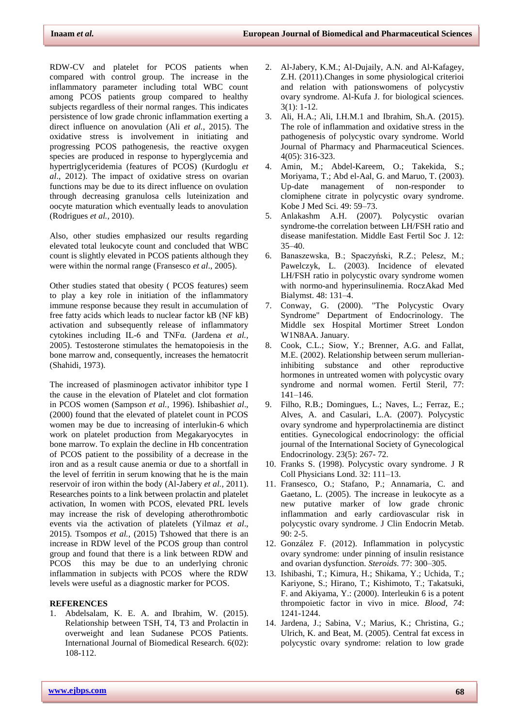RDW-CV and platelet for PCOS patients when compared with control group. The increase in the inflammatory parameter including total WBC count among PCOS patients group compared to healthy subjects regardless of their normal ranges. This indicates persistence of low grade chronic inflammation exerting a direct influence on anovulation (Ali *et al.,* 2015). The oxidative stress is involvement in initiating and progressing PCOS pathogenesis, the reactive oxygen species are produced in response to hyperglycemia and hypertriglyceridemia (features of PCOS) (Kurdoglu *et al*., 2012). The impact of oxidative stress on ovarian functions may be due to its direct influence on ovulation through decreasing granulosa cells luteinization and oocyte maturation which eventually leads to anovulation (Rodrigues *et al.,* 2010).

Also, other studies emphasized our results regarding elevated total leukocyte count and concluded that WBC count is slightly elevated in PCOS patients although they were within the normal range (Fransesco *et al*., 2005).

Other studies stated that obesity ( PCOS features) seem to play a key role in initiation of the inflammatory immune response because they result in accumulation of free fatty acids which leads to nuclear factor kB (NF kB) activation and subsequently release of inflammatory cytokines including IL-6 and TNFα. (Jardena *et al.,* 2005). Testosterone stimulates the hematopoiesis in the bone marrow and, consequently, increases the hematocrit (Shahidi, 1973).

The increased of plasminogen activator inhibitor type I the cause in the elevation of Platelet and clot formation in PCOS women (Sampson *et al.,* 1996). Ishibashi*et al*., (2000) found that the elevated of platelet count in PCOS women may be due to increasing of interlukin-6 which work on platelet production from Megakaryocytes in bone marrow. To explain the decline in Hb concentration of PCOS patient to the possibility of a decrease in the iron and as a result cause anemia or due to a shortfall in the level of ferritin in serum knowing that he is the main reservoir of iron within the body (Al-Jabery *et al.,* 2011). Researches points to a link between prolactin and platelet activation, In women with PCOS, elevated PRL levels may increase the risk of developing atherothrombotic events via the activation of platelets (Yilmaz *et al*., 2015). Tsompos *et al.,* (2015) Tshowed that there is an increase in RDW level of the PCOS group than control group and found that there is a link between RDW and PCOS this may be due to an underlying chronic inflammation in subjects with PCOS where the RDW levels were useful as a diagnostic marker for PCOS.

## REFERENCES

1. Abdelsalam, K. E. A. and Ibrahim, W. (2015). Relationship between TSH, T4, T3 and Prolactin in overweight and lean Sudanese PCOS Patients. International Journal of Biomedical Research. 6(02): 108-112.
2. Al-Jabery, K.M.; Al-Dujaily, A.N. and Al-Kafagey, Z.H. (2011).Changes in some physiological criterioi and relation with pationswomens of polycystiv ovary syndrome. Al-Kufa J. for biological sciences. 3(1): 1-12.
3. Ali, H.A.; Ali, I.H.M.1 and Ibrahim, Sh.A. (2015). The role of inflammation and oxidative stress in the pathogenesis of polycystic ovary syndrome. World Journal of Pharmacy and Pharmaceutical Sciences. 4(05): 316-323.
4. Amin, M.; Abdel-Kareem, O.; Takekida, S.; Moriyama, T.; Abd el-Aal, G. and Maruo, T. (2003). Up-date management of non-responder to clomiphene citrate in polycystic ovary syndrome. Kobe J Med Sci. 49: 59–73.
5. Anlakashm A.H. (2007). Polycystic ovarian syndrome-the correlation between LH/FSH ratio and disease manifestation. Middle East Fertil Soc J. 12: 35–40.
6. Banaszewska, B.; Spaczyński, R.Z.; Pelesz, M.; Pawelczyk, L. (2003). Incidence of elevated LH/FSH ratio in polycystic ovary syndrome women with normo-and hyperinsulinemia. RoczAkad Med Bialymst. 48: 131–4.
7. Conway, G. (2000). "The Polycystic Ovary Syndrome" Department of Endocrinology. The Middle sex Hospital Mortimer Street London W1N8AA. January.
8. Cook, C.L.; Siow, Y.; Brenner, A.G. and Fallat, M.E. (2002). Relationship between serum mullerian-inhibiting substance and other reproductive hormones in untreated women with polycystic ovary syndrome and normal women. Fertil Steril, 77: 141–146.
9. Filho, R.B.; Domingues, L.; Naves, L.; Ferraz, E.; Alves, A. and Casulari, L.A. (2007). Polycystic ovary syndrome and hyperprolactinemia are distinct entities. Gynecological endocrinology: the official journal of the International Society of Gynecological Endocrinology. 23(5): 267- 72.
10. Franks S. (1998). Polycystic ovary syndrome. J R Coll Physicians Lond. 32: 111–13.
11. Fransesco, O.; Stafano, P.; Annamaria, C. and Gaetano, L. (2005). The increase in leukocyte as a new putative marker of low grade chronic inflammation and early cardiovascular risk in polycystic ovary syndrome. J Clin Endocrin Metab. 90: 2-5.
12. González F. (2012). Inflammation in polycystic ovary syndrome: under pinning of insulin resistance and ovarian dysfunction. *Steroids*. 77: 300–305.
13. Ishibashi, T.; Kimura, H.; Shikama, Y.; Uchida, T.; Kariyone, S.; Hirano, T.; Kishimoto, T.; Takatsuki, F. and Akiyama, Y.: (2000). Interleukin 6 is a potent thrompoietic factor in vivo in mice. *Blood*, *74*: 1241-1244.
14. Jardena, J.; Sabina, V.; Marius, K.; Christina, G.; Ulrich, K. and Beat, M. (2005). Central fat excess in polycystic ovary syndrome: relation to low grade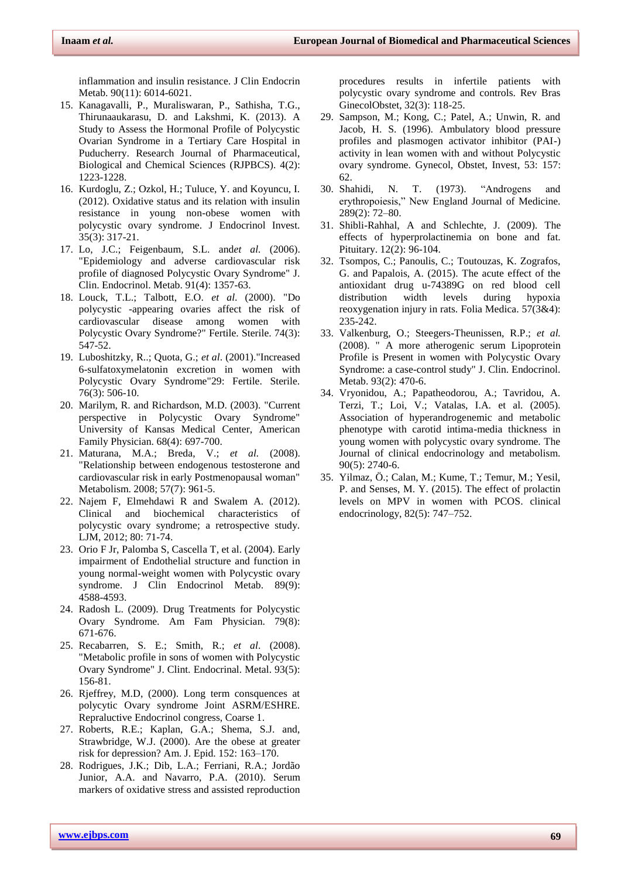inflammation and insulin resistance. J Clin Endocrin Metab. 90(11): 6014-6021.

15. Kanagavalli, P., Muraliswaran, P., Sathisha, T.G., Thirunaaukarasu, D. and Lakshmi, K. (2013). A Study to Assess the Hormonal Profile of Polycystic Ovarian Syndrome in a Tertiary Care Hospital in Puducherry. Research Journal of Pharmaceutical, Biological and Chemical Sciences (RJPBCS). 4(2): 1223-1228.
16. Kurdoglu, Z.; Ozkol, H.; Tuluce, Y. and Koyuncu, I. (2012). Oxidative status and its relation with insulin resistance in young non-obese women with polycystic ovary syndrome. J Endocrinol Invest. 35(3): 317-21.
17. Lo, J.C.; Feigenbaum, S.L. and*et al.* (2006). "Epidemiology and adverse cardiovascular risk profile of diagnosed Polycystic Ovary Syndrome" J. Clin. Endocrinol. Metab. 91(4): 1357-63.
18. Louck, T.L.; Talbott, E.O. *et al.* (2000). "Do polycystic -appearing ovaries affect the risk of cardiovascular disease among women with Polycystic Ovary Syndrome?" Fertile. Sterile. 74(3): 547-52.
19. Luboshitzky, R..; Quota, G.; *et al*. (2001)."Increased 6-sulfatoxymelatonin excretion in women with Polycystic Ovary Syndrome"29: Fertile. Sterile. 76(3): 506-10.
20. Marilym, R. and Richardson, M.D. (2003). "Current perspective in Polycystic Ovary Syndrome" University of Kansas Medical Center, American Family Physician. 68(4): 697-700.
21. Maturana, M.A.; Breda, V.; *et al.* (2008). "Relationship between endogenous testosterone and cardiovascular risk in early Postmenopausal woman" Metabolism. 2008; 57(7): 961-5.
22. Najem F, Elmehdawi R and Swalem A. (2012). Clinical and biochemical characteristics of polycystic ovary syndrome; a retrospective study. LJM, 2012; 80: 71-74.
23. Orio F Jr, Palomba S, Cascella T, et al. (2004). Early impairment of Endothelial structure and function in young normal-weight women with Polycystic ovary syndrome. J Clin Endocrinol Metab. 89(9): 4588-4593.
24. Radosh L. (2009). Drug Treatments for Polycystic Ovary Syndrome. Am Fam Physician. 79(8): 671-676.
25. Recabarren, S. E.; Smith, R.; *et al*. (2008). "Metabolic profile in sons of women with Polycystic Ovary Syndrome" J. Clint. Endocrinal. Metal. 93(5): 156-81.
26. Rjeffrey, M.D, (2000). Long term consquences at polycytic Ovary syndrome Joint ASRM/ESHRE. Repraluctive Endocrinol congress, Coarse 1.
27. Roberts, R.E.; Kaplan, G.A.; Shema, S.J. and, Strawbridge, W.J. (2000). Are the obese at greater risk for depression? Am. J. Epid. 152: 163–170.
28. Rodrigues, J.K.; Dib, L.A.; Ferriani, R.A.; Jordão Junior, A.A. and Navarro, P.A. (2010). Serum markers of oxidative stress and assisted reproduction procedures results in infertile patients with polycystic ovary syndrome and controls. Rev Bras GinecolObstet, 32(3): 118-25.
29. Sampson, M.; Kong, C.; Patel, A.; Unwin, R. and Jacob, H. S. (1996). Ambulatory blood pressure profiles and plasmogen activator inhibitor (PAI-) activity in lean women with and without Polycystic ovary syndrome. Gynecol, Obstet, Invest, 53: 157: 62.
30. Shahidi, N. T. (1973). "Androgens and erythropoiesis," New England Journal of Medicine. 289(2): 72–80.
31. Shibli-Rahhal, A and Schlechte, J. (2009). The effects of hyperprolactinemia on bone and fat. Pituitary. 12(2): 96-104.
32. Tsompos, C.; Panoulis, C.; Toutouzas, K. Zografos, G. and Papalois, A. (2015). The acute effect of the antioxidant drug u-74389G on red blood cell distribution width levels during hypoxia reoxygenation injury in rats. Folia Medica. 57(3&4): 235-242.
33. Valkenburg, O.; Steegers-Theunissen, R.P.; *et al.* (2008). " A more atherogenic serum Lipoprotein Profile is Present in women with Polycystic Ovary Syndrome: a case-control study" J. Clin. Endocrinol. Metab. 93(2): 470-6.
34. Vryonidou, A.; Papatheodorou, A.; Tavridou, A. Terzi, T.; Loi, V.; Vatalas, I.A. et al. (2005). Association of hyperandrogenemic and metabolic phenotype with carotid intima-media thickness in young women with polycystic ovary syndrome. The Journal of clinical endocrinology and metabolism. 90(5): 2740-6.
35. Yilmaz, Ö.; Calan, M.; Kume, T.; Temur, M.; Yesil, P. and Senses, M. Y. (2015). The effect of prolactin levels on MPV in women with PCOS. clinical endocrinology, 82(5): 747–752.